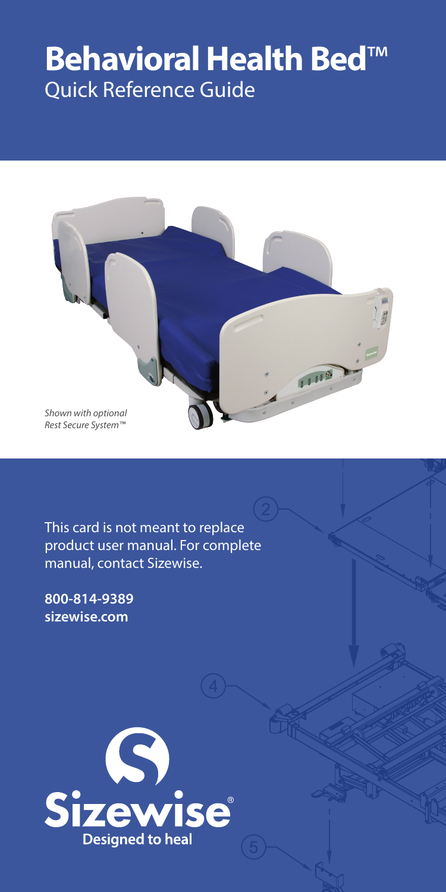# Behavioral Health Bed™

## Quick Reference Guide

*Shown with optional Rest Secure System™*

This card is not meant to replace product user manual. For complete manual, contact Sizewise.

**800-814-9389**
**sizewise.com**

Sizewise®
Designed to heal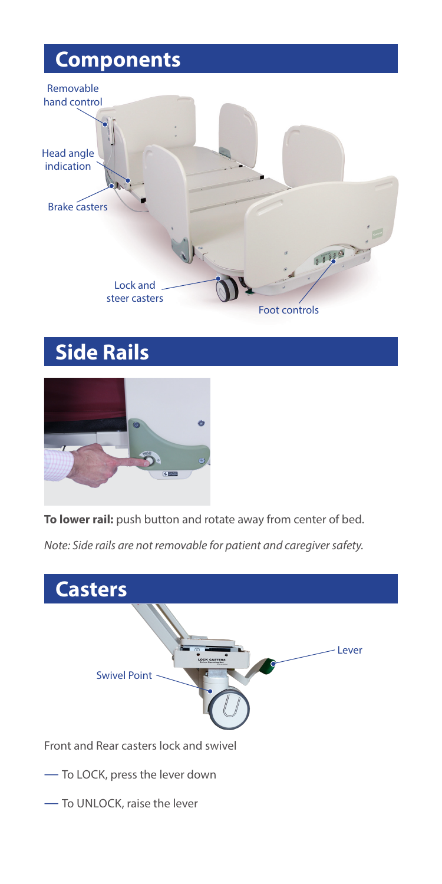## Components

Removable hand control

Head angle indication

Brake casters

Lock and steer casters

Foot controls

## Side Rails

**To lower rail:** push button and rotate away from center of bed.

*Note: Side rails are not removable for patient and caregiver safety.*

## Casters

Lever

Swivel Point

Front and Rear casters lock and swivel

- To LOCK, press the lever down
- To UNLOCK, raise the lever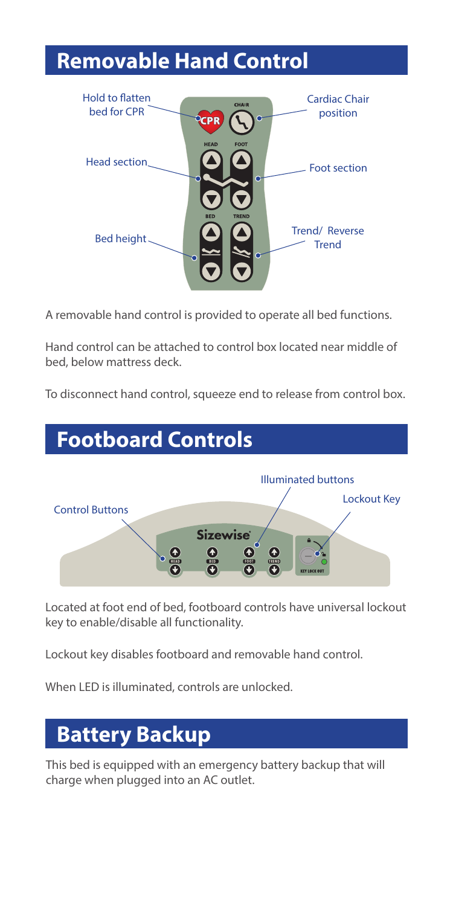## Removable Hand Control

Hold to flatten bed for CPR

Cardiac Chair position

Head section

Foot section

Bed height

Trend/ Reverse Trend

A removable hand control is provided to operate all bed functions.

Hand control can be attached to control box located near middle of bed, below mattress deck.

To disconnect hand control, squeeze end to release from control box.

## Footboard Controls

Illuminated buttons

Lockout Key

Control Buttons

Located at foot end of bed, footboard controls have universal lockout key to enable/disable all functionality.

Lockout key disables footboard and removable hand control.

When LED is illuminated, controls are unlocked.

## Battery Backup

This bed is equipped with an emergency battery backup that will charge when plugged into an AC outlet.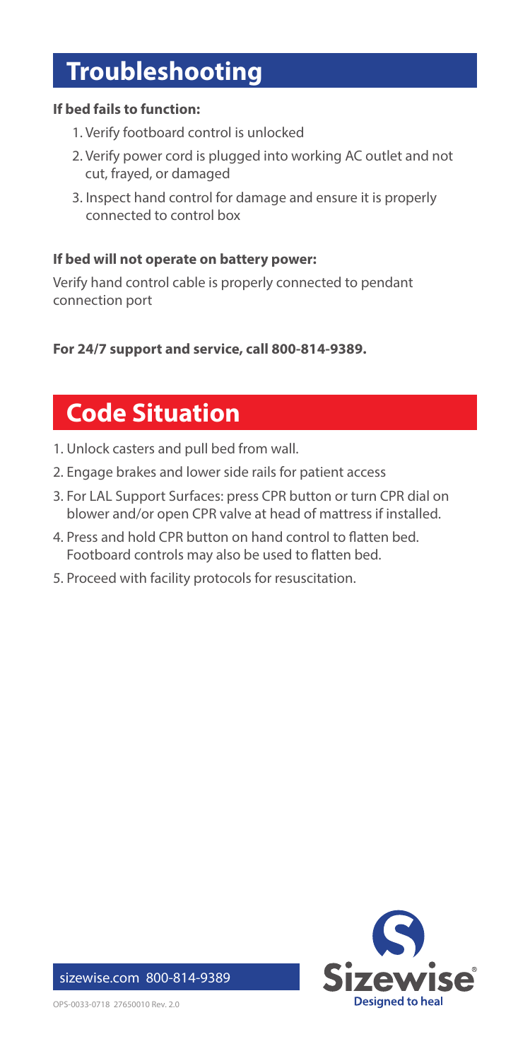## Troubleshooting

**If bed fails to function:**

1. Verify footboard control is unlocked
2. Verify power cord is plugged into working AC outlet and not cut, frayed, or damaged
3. Inspect hand control for damage and ensure it is properly connected to control box

**If bed will not operate on battery power:**

Verify hand control cable is properly connected to pendant connection port

**For 24/7 support and service, call 800-814-9389.**

## Code Situation

1. Unlock casters and pull bed from wall.
2. Engage brakes and lower side rails for patient access
3. For LAL Support Surfaces: press CPR button or turn CPR dial on blower and/or open CPR valve at head of mattress if installed.
4. Press and hold CPR button on hand control to flatten bed. Footboard controls may also be used to flatten bed.
5. Proceed with facility protocols for resuscitation.

sizewise.com 800-814-9389

Sizewise®
Designed to heal

OPS-0033-0718 27650010 Rev. 2.0